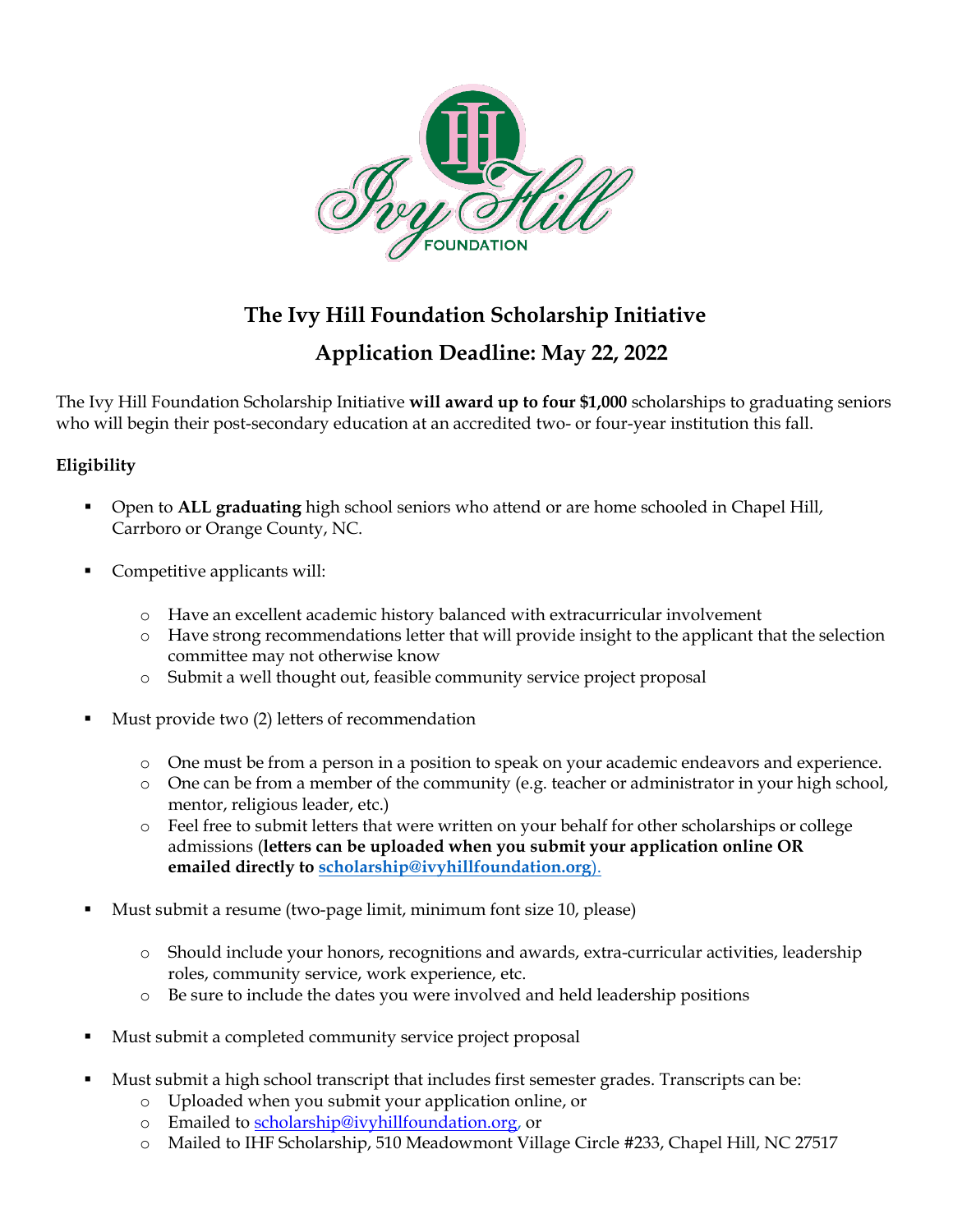# The Ivy Hill Foundation Scholarship Initiative

## Application Deadline: May 22, 2022

The Ivy Hill Foundation Scholarship Initiative **will award up to four $1,000** scholarships to graduating seniors who will begin their post-secondary education at an accredited two- or four-year institution this fall.

**Eligibility**

- Open to **ALL graduating** high school seniors who attend or are home schooled in Chapel Hill, Carrboro or Orange County, NC.
- Competitive applicants will:
  - Have an excellent academic history balanced with extracurricular involvement
  - Have strong recommendations letter that will provide insight to the applicant that the selection committee may not otherwise know
  - Submit a well thought out, feasible community service project proposal
- Must provide two (2) letters of recommendation
  - One must be from a person in a position to speak on your academic endeavors and experience.
  - One can be from a member of the community (e.g. teacher or administrator in your high school, mentor, religious leader, etc.)
  - Feel free to submit letters that were written on your behalf for other scholarships or college admissions (**letters can be uploaded when you submit your application online OR emailed directly to scholarship@ivyhillfoundation.org**).
- Must submit a resume (two-page limit, minimum font size 10, please)
  - Should include your honors, recognitions and awards, extra-curricular activities, leadership roles, community service, work experience, etc.
  - Be sure to include the dates you were involved and held leadership positions
- Must submit a completed community service project proposal
- Must submit a high school transcript that includes first semester grades. Transcripts can be:
  - Uploaded when you submit your application online, or
  - Emailed to scholarship@ivyhillfoundation.org, or
  - Mailed to IHF Scholarship, 510 Meadowmont Village Circle #233, Chapel Hill, NC 27517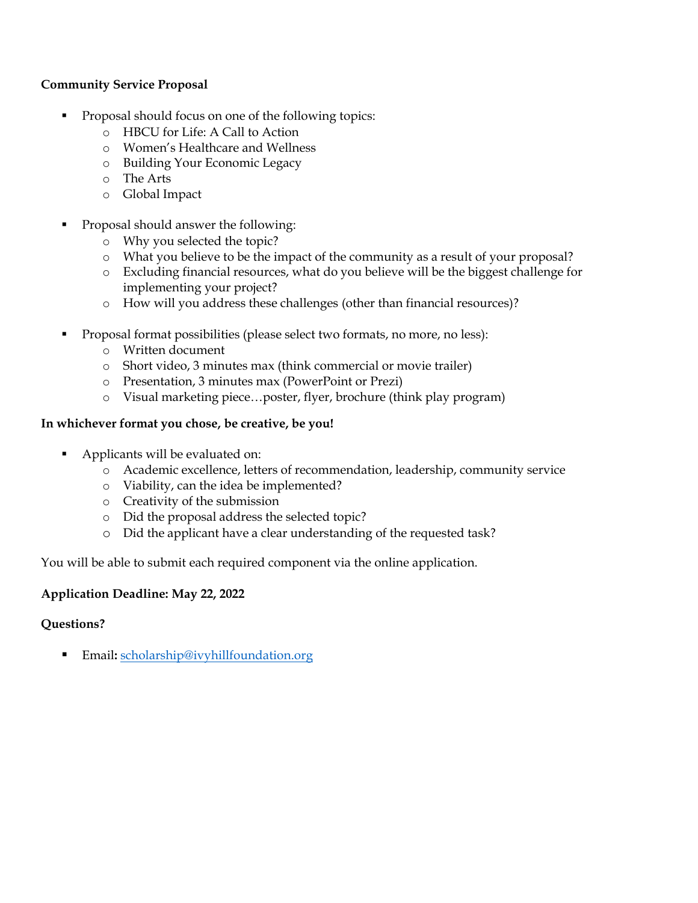**Community Service Proposal**

- Proposal should focus on one of the following topics:
  - HBCU for Life: A Call to Action
  - Women's Healthcare and Wellness
  - Building Your Economic Legacy
  - The Arts
  - Global Impact

- Proposal should answer the following:
  - Why you selected the topic?
  - What you believe to be the impact of the community as a result of your proposal?
  - Excluding financial resources, what do you believe will be the biggest challenge for implementing your project?
  - How will you address these challenges (other than financial resources)?

- Proposal format possibilities (please select two formats, no more, no less):
  - Written document
  - Short video, 3 minutes max (think commercial or movie trailer)
  - Presentation, 3 minutes max (PowerPoint or Prezi)
  - Visual marketing piece…poster, flyer, brochure (think play program)

**In whichever format you chose, be creative, be you!**

- Applicants will be evaluated on:
  - Academic excellence, letters of recommendation, leadership, community service
  - Viability, can the idea be implemented?
  - Creativity of the submission
  - Did the proposal address the selected topic?
  - Did the applicant have a clear understanding of the requested task?

You will be able to submit each required component via the online application.

**Application Deadline: May 22, 2022**

**Questions?**

- Email**:** scholarship@ivyhillfoundation.org